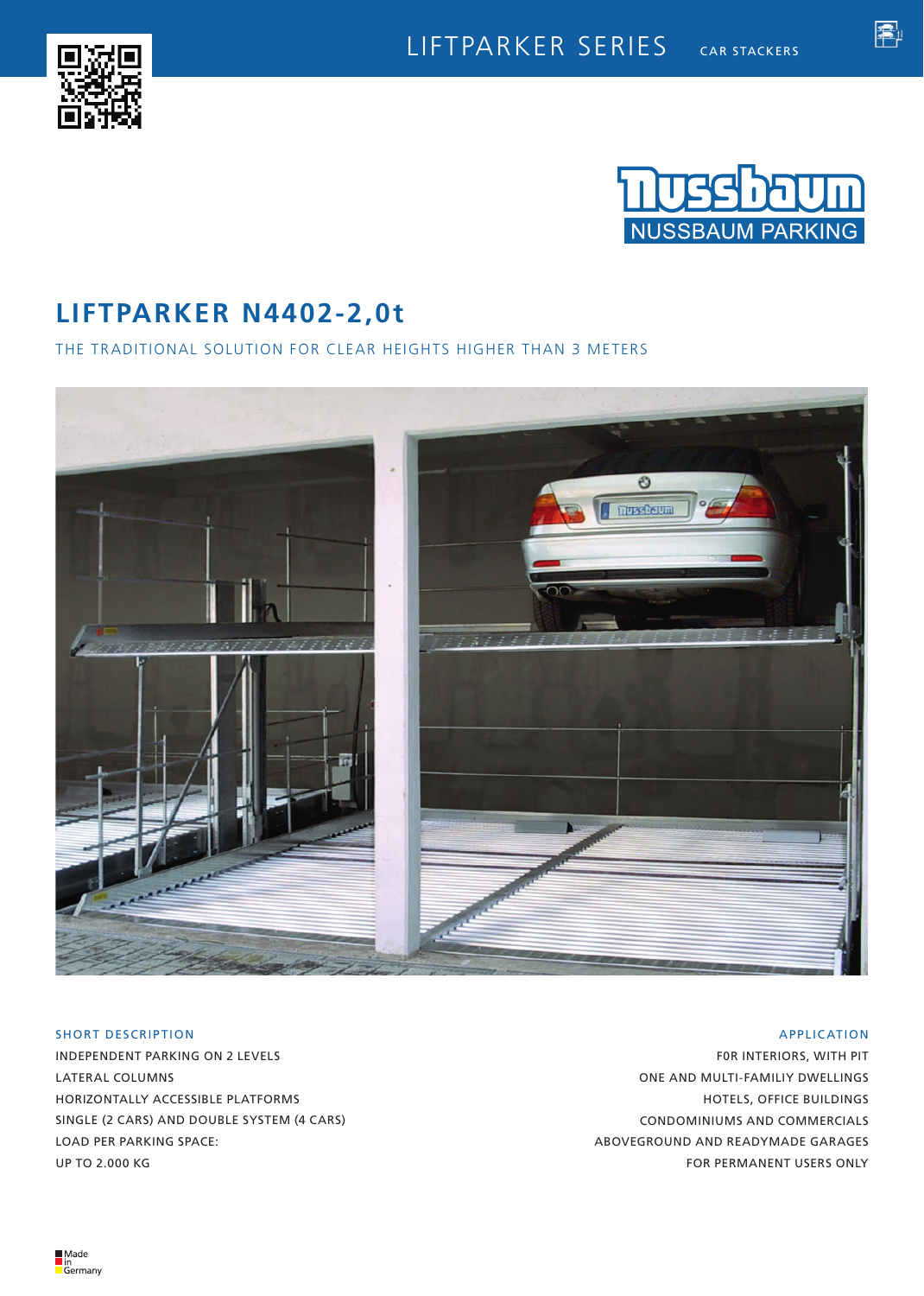LIFTPARKER SERIES CAR STACKERS

NUSSBAUM PARKING

# LIFTPARKER N4402-2,0t

THE TRADITIONAL SOLUTION FOR CLEAR HEIGHTS HIGHER THAN 3 METERS

## SHORT DESCRIPTION

INDEPENDENT PARKING ON 2 LEVELS
LATERAL COLUMNS
HORIZONTALLY ACCESSIBLE PLATFORMS
SINGLE (2 CARS) AND DOUBLE SYSTEM (4 CARS)
LOAD PER PARKING SPACE:
UP TO 2.000 KG

## APPLICATION

F0R INTERIORS, WITH PIT
ONE AND MULTI-FAMILIY DWELLINGS
HOTELS, OFFICE BUILDINGS
CONDOMINIUMS AND COMMERCIALS
ABOVEGROUND AND READYMADE GARAGES
FOR PERMANENT USERS ONLY

Made in Germany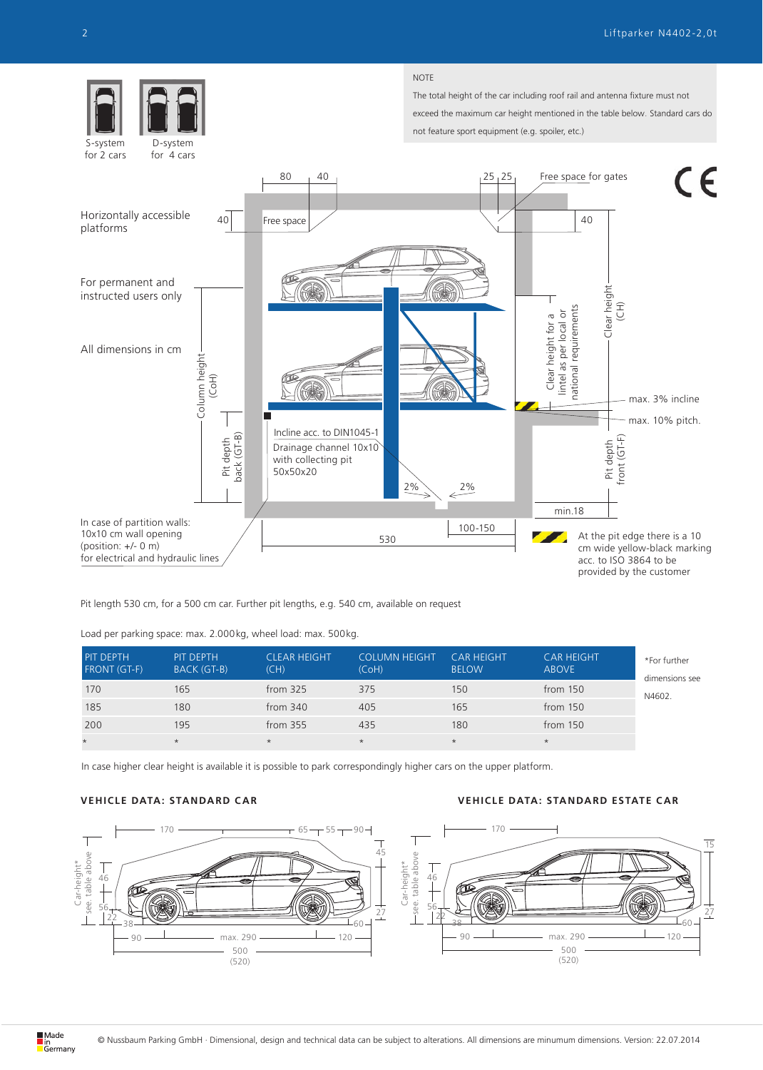S-system for 2 cars

D-system for 4 cars

NOTE

The total height of the car including roof rail and antenna fixture must not exceed the maximum car height mentioned in the table below. Standard cars do not feature sport equipment (e.g. spoiler, etc.)

Horizontally accessible platforms

For permanent and instructed users only

All dimensions in cm

In case of partition walls: 10x10 cm wall opening (position: +/- 0 m) for electrical and hydraulic lines

Incline acc. to DIN1045-1

Drainage channel 10x10 with collecting pit 50x50x20

At the pit edge there is a 10 cm wide yellow-black marking acc. to ISO 3864 to be provided by the customer

Pit length 530 cm, for a 500 cm car. Further pit lengths, e.g. 540 cm, available on request

Load per parking space: max. 2.000 kg, wheel load: max. 500 kg.

| PIT DEPTH FRONT (GT-F) | PIT DEPTH BACK (GT-B) | CLEAR HEIGHT (CH) | COLUMN HEIGHT (CoH) | CAR HEIGHT BELOW | CAR HEIGHT ABOVE |
|---|---|---|---|---|---|
| 170 | 165 | from 325 | 375 | 150 | from 150 |
| 185 | 180 | from 340 | 405 | 165 | from 150 |
| 200 | 195 | from 355 | 435 | 180 | from 150 |
| * | * | * | * | * | * |

*For further dimensions see N4602.

In case higher clear height is available it is possible to park correspondingly higher cars on the upper platform.

## VEHICLE DATA: STANDARD CAR

## VEHICLE DATA: STANDARD ESTATE CAR

© Nussbaum Parking GmbH · Dimensional, design and technical data can be subject to alterations. All dimensions are minumum dimensions. Version: 22.07.2014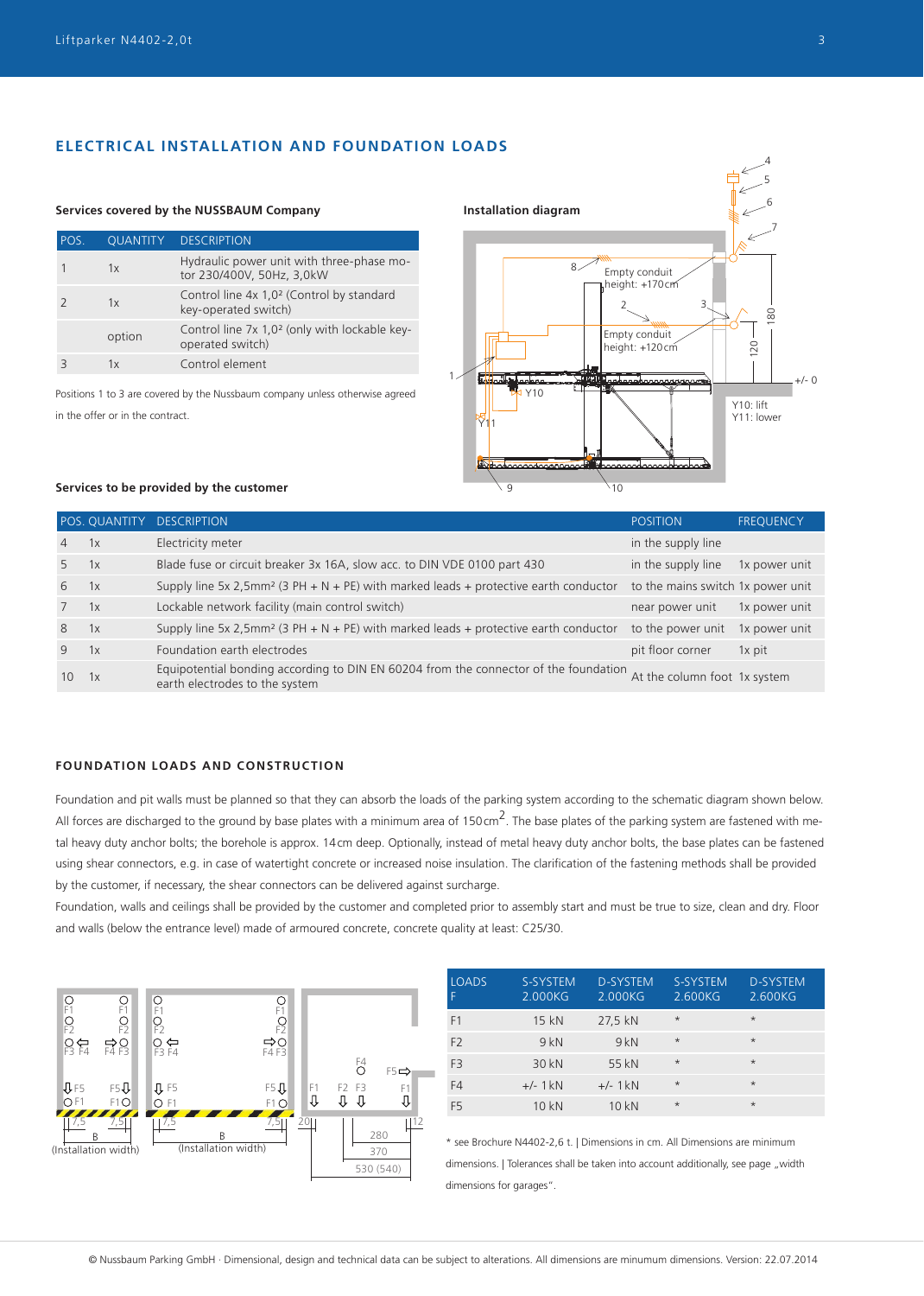## ELECTRICAL INSTALLATION AND FOUNDATION LOADS

### Services covered by the NUSSBAUM Company

| POS. | QUANTITY | DESCRIPTION |
|---|---|---|
| 1 | 1x | Hydraulic power unit with three-phase motor 230/400V, 50Hz, 3,0kW |
| 2 | 1x | Control line 4x 1,0² (Control by standard key-operated switch) |
| | option | Control line 7x 1,0² (only with lockable key-operated switch) |
| 3 | 1x | Control element |

Positions 1 to 3 are covered by the Nussbaum company unless otherwise agreed in the offer or in the contract.

### Installation diagram

Empty conduit height: +170cm

Empty conduit height: +120cm

Y10: lift
Y11: lower

### Services to be provided by the customer

| POS. | QUANTITY | DESCRIPTION | POSITION | FREQUENCY |
|---|---|---|---|---|
| 4 | 1x | Electricity meter | in the supply line | |
| 5 | 1x | Blade fuse or circuit breaker 3x 16A, slow acc. to DIN VDE 0100 part 430 | in the supply line | 1x power unit |
| 6 | 1x | Supply line 5x 2,5mm² (3 PH + N + PE) with marked leads + protective earth conductor | to the mains switch | 1x power unit |
| 7 | 1x | Lockable network facility (main control switch) | near power unit | 1x power unit |
| 8 | 1x | Supply line 5x 2,5mm² (3 PH + N + PE) with marked leads + protective earth conductor | to the power unit | 1x power unit |
| 9 | 1x | Foundation earth electrodes | pit floor corner | 1x pit |
| 10 | 1x | Equipotential bonding according to DIN EN 60204 from the connector of the foundation earth electrodes to the system | At the column foot | 1x system |

### FOUNDATION LOADS AND CONSTRUCTION

Foundation and pit walls must be planned so that they can absorb the loads of the parking system according to the schematic diagram shown below. All forces are discharged to the ground by base plates with a minimum area of 150cm². The base plates of the parking system are fastened with metal heavy duty anchor bolts; the borehole is approx. 14cm deep. Optionally, instead of metal heavy duty anchor bolts, the base plates can be fastened using shear connectors, e.g. in case of watertight concrete or increased noise insulation. The clarification of the fastening methods shall be provided by the customer, if necessary, the shear connectors can be delivered against surcharge.

Foundation, walls and ceilings shall be provided by the customer and completed prior to assembly start and must be true to size, clean and dry. Floor and walls (below the entrance level) made of armoured concrete, concrete quality at least: C25/30.

(Installation width) (Installation width)

| LOADS F | S-SYSTEM 2.000KG | D-SYSTEM 2.000KG | S-SYSTEM 2.600KG | D-SYSTEM 2.600KG |
|---|---|---|---|---|
| F1 | 15 kN | 27,5 kN | * | * |
| F2 | 9 kN | 9 kN | * | * |
| F3 | 30 kN | 55 kN | * | * |
| F4 | +/- 1 kN | +/- 1 kN | * | * |
| F5 | 10 kN | 10 kN | * | * |

* see Brochure N4402-2,6 t. | Dimensions in cm. All Dimensions are minimum dimensions. | Tolerances shall be taken into account additionally, see page „width dimensions for garages".

© Nussbaum Parking GmbH · Dimensional, design and technical data can be subject to alterations. All dimensions are minumum dimensions. Version: 22.07.2014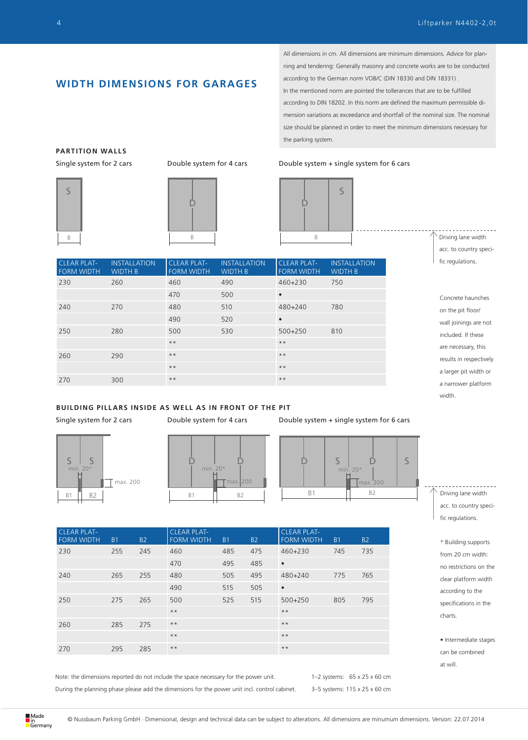## WIDTH DIMENSIONS FOR GARAGES

All dimensions in cm. All dimensions are minimum dimensions. Advice for planning and tendering: Generally masonry and concrete works are to be conducted according to the German norm VOB/C (DIN 18330 and DIN 18331). In the mentioned norm are pointed the tolerances that are to be fulfilled according to DIN 18202. In this norm are defined the maximum permissible dimension variations as exceedance and shortfall of the nominal size. The nominal size should be planned in order to meet the minimum dimensions necessary for the parking system.

### PARTITION WALLS

Single system for 2 cars | Double system for 4 cars | Double system + single system for 6 cars

Driving lane width acc. to country specific regulations.

| CLEAR PLATFORM WIDTH | INSTALLATION WIDTH B | CLEAR PLATFORM WIDTH | INSTALLATION WIDTH B | CLEAR PLATFORM WIDTH | INSTALLATION WIDTH B |
|---|---|---|---|---|---|
| 230 | 260 | 460 | 490 | 460+230 | 750 |
| | | 470 | 500 | • | |
| 240 | 270 | 480 | 510 | 480+240 | 780 |
| | | 490 | 520 | • | |
| 250 | 280 | 500 | 530 | 500+250 | 810 |
| | | ** | | ** | |
| 260 | 290 | ** | | ** | |
| | | ** | | ** | |
| 270 | 300 | ** | | ** | |

Concrete haunches on the pit floor/wall joinings are not included. If these are necessary, this results in respectively a larger pit width or a narrower platform width.

### BUILDING PILLARS INSIDE AS WELL AS IN FRONT OF THE PIT

Single system for 2 cars | Double system for 4 cars | Double system + single system for 6 cars

Driving lane width acc. to country specific regulations.

| CLEAR PLATFORM WIDTH | B1 | B2 | CLEAR PLATFORM WIDTH | B1 | B2 | CLEAR PLATFORM WIDTH | B1 | B2 |
|---|---|---|---|---|---|---|---|---|
| 230 | 255 | 245 | 460 | 485 | 475 | 460+230 | 745 | 735 |
| | | | 470 | 495 | 485 | • | | |
| 240 | 265 | 255 | 480 | 505 | 495 | 480+240 | 775 | 765 |
| | | | 490 | 515 | 505 | • | | |
| 250 | 275 | 265 | 500 | 525 | 515 | 500+250 | 805 | 795 |
| | | | ** | | | ** | | |
| 260 | 285 | 275 | ** | | | ** | | |
| | | | ** | | | ** | | |
| 270 | 295 | 285 | ** | | | ** | | |

* Building supports from 20 cm width: no restrictions on the clear platform width according to the specifications in the charts.

• Intermediate stages can be combined at will.

Note: the dimensions reported do not include the space necessary for the power unit. During the planning phase please add the dimensions for the power unit incl. control cabinet.

1–2 systems: 65 x 25 x 60 cm
3–5 systems: 115 x 25 x 60 cm

Made in Germany

© Nussbaum Parking GmbH · Dimensional, design and technical data can be subject to alterations. All dimensions are minumum dimensions. Version: 22.07.2014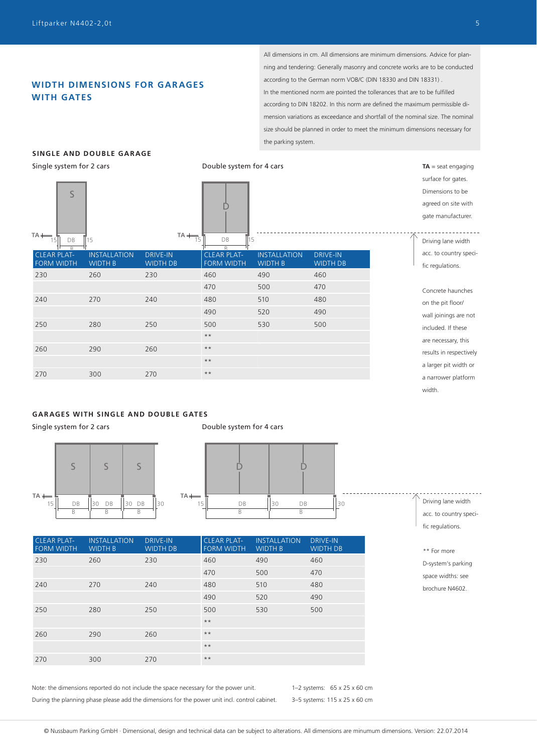## WIDTH DIMENSIONS FOR GARAGES WITH GATES

All dimensions in cm. All dimensions are minimum dimensions. Advice for planning and tendering: Generally masonry and concrete works are to be conducted according to the German norm VOB/C (DIN 18330 and DIN 18331). In the mentioned norm are pointed the tolerances that are to be fulfilled according to DIN 18202. In this norm are defined the maximum permissible dimension variations as exceedance and shortfall of the nominal size. The nominal size should be planned in order to meet the minimum dimensions necessary for the parking system.

### SINGLE AND DOUBLE GARAGE

Single system for 2 cars | Double system for 4 cars

| CLEAR PLATFORM WIDTH | INSTALLATION WIDTH B | DRIVE-IN WIDTH DB | CLEAR PLATFORM WIDTH | INSTALLATION WIDTH B | DRIVE-IN WIDTH DB |
|---|---|---|---|---|---|
| 230 | 260 | 230 | 460 | 490 | 460 |
| | | | 470 | 500 | 470 |
| 240 | 270 | 240 | 480 | 510 | 480 |
| | | | 490 | 520 | 490 |
| 250 | 280 | 250 | 500 | 530 | 500 |
| | | | ** | | |
| 260 | 290 | 260 | ** | | |
| | | | ** | | |
| 270 | 300 | 270 | ** | | |

**TA** = seat engaging surface for gates. Dimensions to be agreed on site with gate manufacturer.

Driving lane width acc. to country specific regulations.

Concrete haunches on the pit floor/ wall joinings are not included. If these are necessary, this results in respectively a larger pit width or a narrower platform width.

### GARAGES WITH SINGLE AND DOUBLE GATES

Single system for 2 cars | Double system for 4 cars

| CLEAR PLATFORM WIDTH | INSTALLATION WIDTH B | DRIVE-IN WIDTH DB | CLEAR PLATFORM WIDTH | INSTALLATION WIDTH B | DRIVE-IN WIDTH DB |
|---|---|---|---|---|---|
| 230 | 260 | 230 | 460 | 490 | 460 |
| | | | 470 | 500 | 470 |
| 240 | 270 | 240 | 480 | 510 | 480 |
| | | | 490 | 520 | 490 |
| 250 | 280 | 250 | 500 | 530 | 500 |
| | | | ** | | |
| 260 | 290 | 260 | ** | | |
| | | | ** | | |
| 270 | 300 | 270 | ** | | |

Driving lane width acc. to country specific regulations.

** For more D-system's parking space widths: see brochure N4602.

Note: the dimensions reported do not include the space necessary for the power unit. During the planning phase please add the dimensions for the power unit incl. control cabinet.

1–2 systems: 65 x 25 x 60 cm
3–5 systems: 115 x 25 x 60 cm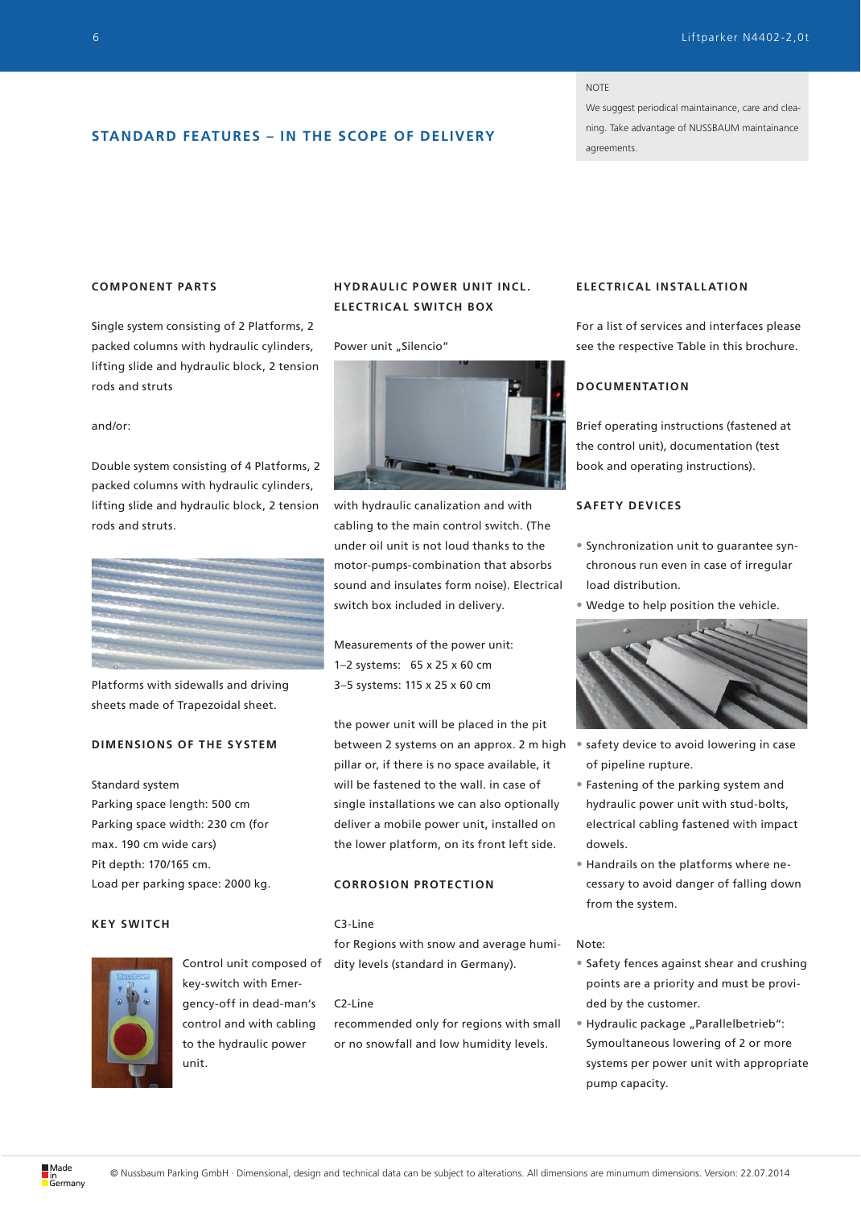## STANDARD FEATURES – IN THE SCOPE OF DELIVERY

NOTE

We suggest periodical maintainance, care and cleaning. Take advantage of NUSSBAUM maintainance agreements.

### COMPONENT PARTS

Single system consisting of 2 Platforms, 2 packed columns with hydraulic cylinders, lifting slide and hydraulic block, 2 tension rods and struts

and/or:

Double system consisting of 4 Platforms, 2 packed columns with hydraulic cylinders, lifting slide and hydraulic block, 2 tension rods and struts.

Platforms with sidewalls and driving sheets made of Trapezoidal sheet.

### DIMENSIONS OF THE SYSTEM

Standard system
Parking space length: 500 cm
Parking space width: 230 cm (for max. 190 cm wide cars)
Pit depth: 170/165 cm.
Load per parking space: 2000 kg.

### KEY SWITCH

Control unit composed of key-switch with Emergency-off in dead-man's control and with cabling to the hydraulic power unit.

### HYDRAULIC POWER UNIT INCL. ELECTRICAL SWITCH BOX

Power unit „Silencio"

with hydraulic canalization and with cabling to the main control switch. (The under oil unit is not loud thanks to the motor-pumps-combination that absorbs sound and insulates form noise). Electrical switch box included in delivery.

Measurements of the power unit:
1–2 systems: 65 x 25 x 60 cm
3–5 systems: 115 x 25 x 60 cm

the power unit will be placed in the pit between 2 systems on an approx. 2 m high pillar or, if there is no space available, it will be fastened to the wall. in case of single installations we can also optionally deliver a mobile power unit, installed on the lower platform, on its front left side.

### CORROSION PROTECTION

C3-Line
for Regions with snow and average humidity levels (standard in Germany).

C2-Line
recommended only for regions with small or no snowfall and low humidity levels.

### ELECTRICAL INSTALLATION

For a list of services and interfaces please see the respective Table in this brochure.

### DOCUMENTATION

Brief operating instructions (fastened at the control unit), documentation (test book and operating instructions).

### SAFETY DEVICES

- Synchronization unit to guarantee synchronous run even in case of irregular load distribution.
- Wedge to help position the vehicle.
- safety device to avoid lowering in case of pipeline rupture.
- Fastening of the parking system and hydraulic power unit with stud-bolts, electrical cabling fastened with impact dowels.
- Handrails on the platforms where necessary to avoid danger of falling down from the system.

Note:

- Safety fences against shear and crushing points are a priority and must be provided by the customer.
- Hydraulic package „Parallelbetrieb": Symoultaneous lowering of 2 or more systems per power unit with appropriate pump capacity.

Made in Germany

© Nussbaum Parking GmbH · Dimensional, design and technical data can be subject to alterations. All dimensions are minumum dimensions. Version: 22.07.2014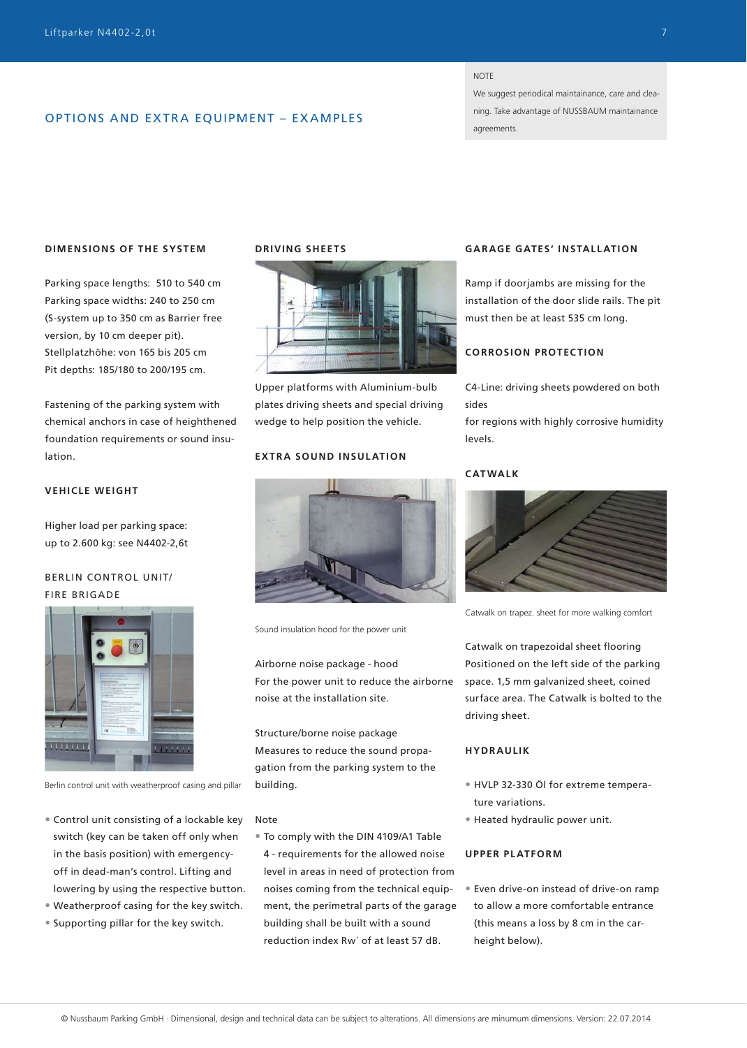NOTE

We suggest periodical maintainance, care and cleaning. Take advantage of NUSSBAUM maintainance agreements.

## OPTIONS AND EXTRA EQUIPMENT – EXAMPLES

### DIMENSIONS OF THE SYSTEM

Parking space lengths: 510 to 540 cm
Parking space widths: 240 to 250 cm
(S-system up to 350 cm as Barrier free version, by 10 cm deeper pit).
Stellplatzhöhe: von 165 bis 205 cm
Pit depths: 185/180 to 200/195 cm.

Fastening of the parking system with chemical anchors in case of heighthened foundation requirements or sound insulation.

### VEHICLE WEIGHT

Higher load per parking space:
up to 2.600 kg: see N4402-2,6t

### BERLIN CONTROL UNIT/ FIRE BRIGADE

Berlin control unit with weatherproof casing and pillar

- Control unit consisting of a lockable key switch (key can be taken off only when in the basis position) with emergency-off in dead-man's control. Lifting and lowering by using the respective button.
- Weatherproof casing for the key switch.
- Supporting pillar for the key switch.

### DRIVING SHEETS

Upper platforms with Aluminium-bulb plates driving sheets and special driving wedge to help position the vehicle.

### EXTRA SOUND INSULATION

Sound insulation hood for the power unit

Airborne noise package - hood
For the power unit to reduce the airborne noise at the installation site.

Structure/borne noise package
Measures to reduce the sound propagation from the parking system to the building.

Note

- To comply with the DIN 4109/A1 Table 4 - requirements for the allowed noise level in areas in need of protection from noises coming from the technical equipment, the perimetral parts of the garage building shall be built with a sound reduction index Rw´ of at least 57 dB.

### GARAGE GATES' INSTALLATION

Ramp if doorjambs are missing for the installation of the door slide rails. The pit must then be at least 535 cm long.

### CORROSION PROTECTION

C4-Line: driving sheets powdered on both sides
for regions with highly corrosive humidity levels.

### CATWALK

Catwalk on trapez. sheet for more walking comfort

Catwalk on trapezoidal sheet flooring
Positioned on the left side of the parking space. 1,5 mm galvanized sheet, coined surface area. The Catwalk is bolted to the driving sheet.

### HYDRAULIK

- HVLP 32-330 Öl for extreme temperature variations.
- Heated hydraulic power unit.

### UPPER PLATFORM

- Even drive-on instead of drive-on ramp to allow a more comfortable entrance (this means a loss by 8 cm in the car-height below).

© Nussbaum Parking GmbH · Dimensional, design and technical data can be subject to alterations. All dimensions are minumum dimensions. Version: 22.07.2014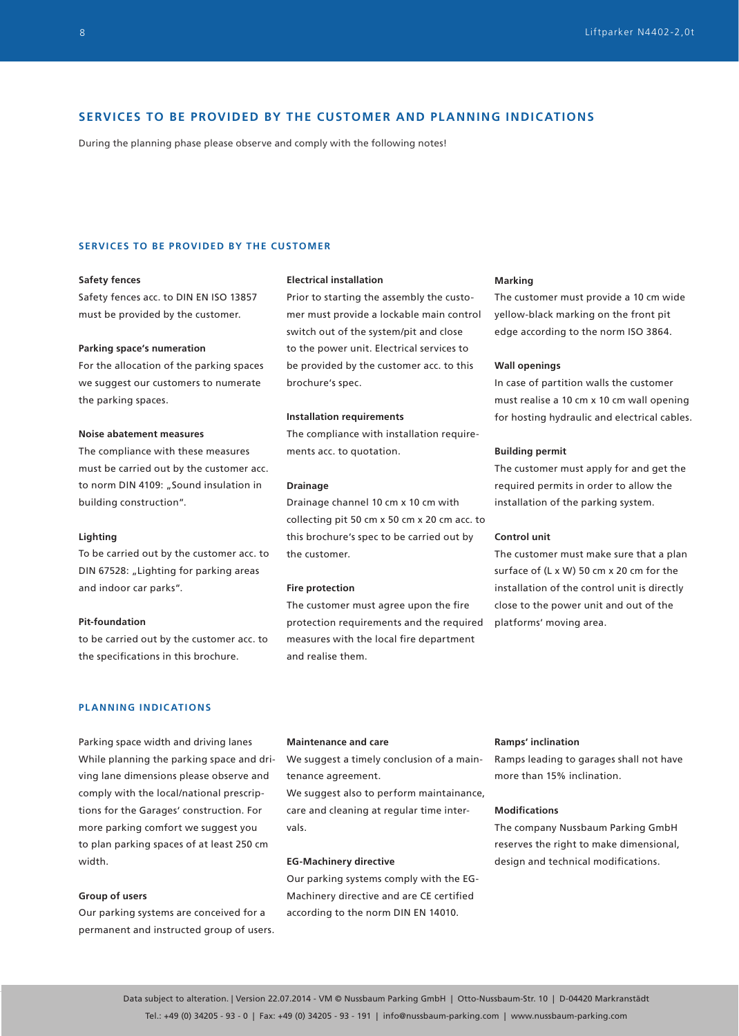## SERVICES TO BE PROVIDED BY THE CUSTOMER AND PLANNING INDICATIONS

During the planning phase please observe and comply with the following notes!

### SERVICES TO BE PROVIDED BY THE CUSTOMER

**Safety fences**
Safety fences acc. to DIN EN ISO 13857 must be provided by the customer.

**Parking space's numeration**
For the allocation of the parking spaces we suggest our customers to numerate the parking spaces.

**Noise abatement measures**
The compliance with these measures must be carried out by the customer acc. to norm DIN 4109: „Sound insulation in building construction".

**Lighting**
To be carried out by the customer acc. to DIN 67528: „Lighting for parking areas and indoor car parks".

**Pit-foundation**
to be carried out by the customer acc. to the specifications in this brochure.

**Electrical installation**
Prior to starting the assembly the customer must provide a lockable main control switch out of the system/pit and close to the power unit. Electrical services to be provided by the customer acc. to this brochure's spec.

**Installation requirements**
The compliance with installation requirements acc. to quotation.

**Drainage**
Drainage channel 10 cm x 10 cm with collecting pit 50 cm x 50 cm x 20 cm acc. to this brochure's spec to be carried out by the customer.

**Fire protection**
The customer must agree upon the fire protection requirements and the required measures with the local fire department and realise them.

**Marking**
The customer must provide a 10 cm wide yellow-black marking on the front pit edge according to the norm ISO 3864.

**Wall openings**
In case of partition walls the customer must realise a 10 cm x 10 cm wall opening for hosting hydraulic and electrical cables.

**Building permit**
The customer must apply for and get the required permits in order to allow the installation of the parking system.

**Control unit**
The customer must make sure that a plan surface of (L x W) 50 cm x 20 cm for the installation of the control unit is directly close to the power unit and out of the platforms' moving area.

### PLANNING INDICATIONS

Parking space width and driving lanes
While planning the parking space and driving lane dimensions please observe and comply with the local/national prescriptions for the Garages' construction. For more parking comfort we suggest you to plan parking spaces of at least 250 cm width.

**Group of users**
Our parking systems are conceived for a permanent and instructed group of users.

**Maintenance and care**
We suggest a timely conclusion of a maintenance agreement.
We suggest also to perform maintainance, care and cleaning at regular time intervals.

**EG-Machinery directive**
Our parking systems comply with the EG-Machinery directive and are CE certified according to the norm DIN EN 14010.

**Ramps' inclination**
Ramps leading to garages shall not have more than 15% inclination.

**Modifications**
The company Nussbaum Parking GmbH reserves the right to make dimensional, design and technical modifications.

Data subject to alteration. | Version 22.07.2014 - VM © Nussbaum Parking GmbH | Otto-Nussbaum-Str. 10 | D-04420 Markranstädt
Tel.: +49 (0) 34205 - 93 - 0 | Fax: +49 (0) 34205 - 93 - 191 | info@nussbaum-parking.com | www.nussbaum-parking.com